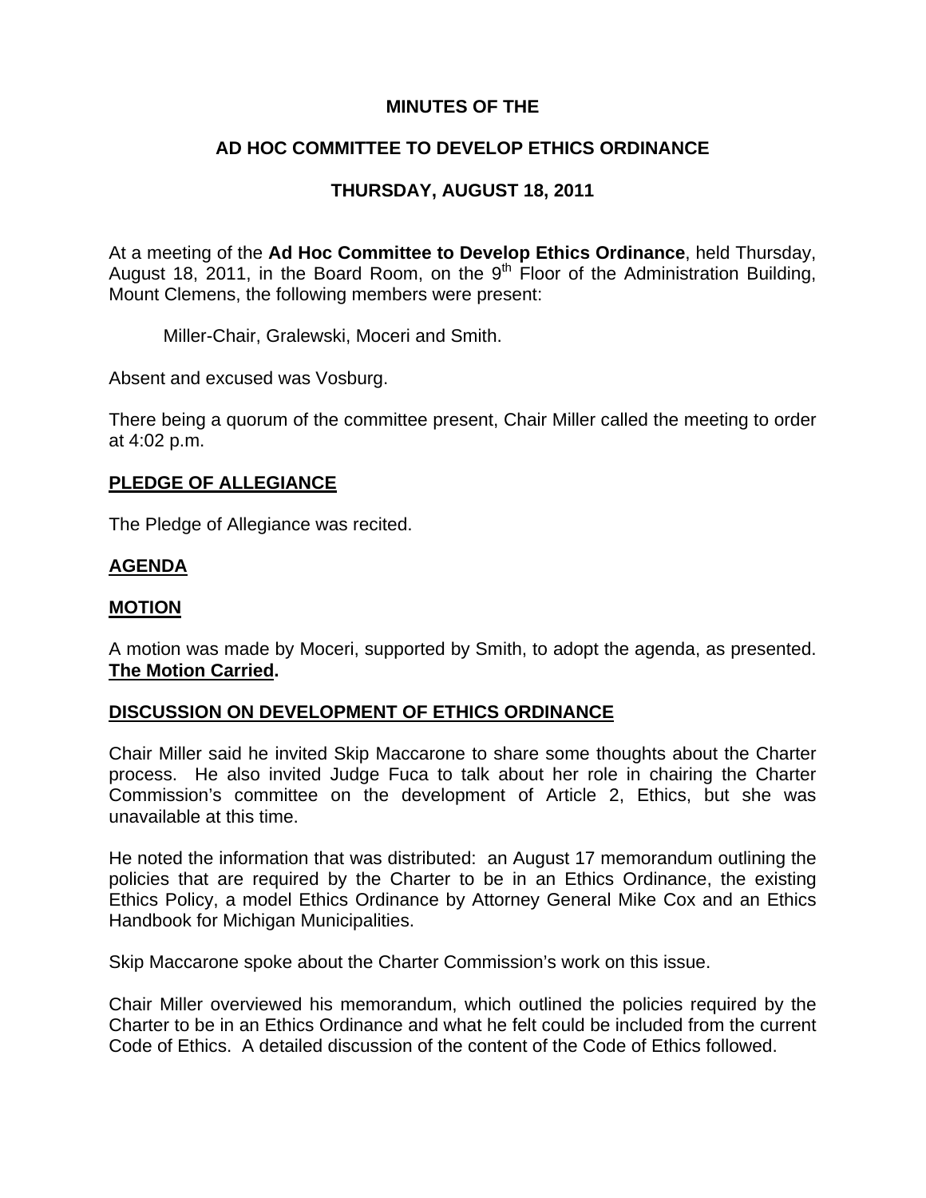# MINUTES OF THE

## AD HOC COMMITTEE TO DEVELOP ETHICS ORDINANCE

## THURSDAY, AUGUST 18, 2011

At a meeting of the **Ad Hoc Committee to Develop Ethics Ordinance**, held Thursday, August 18, 2011, in the Board Room, on the 9th Floor of the Administration Building, Mount Clemens, the following members were present:

Miller-Chair, Gralewski, Moceri and Smith.

Absent and excused was Vosburg.

There being a quorum of the committee present, Chair Miller called the meeting to order at 4:02 p.m.

**PLEDGE OF ALLEGIANCE**

The Pledge of Allegiance was recited.

**AGENDA**

**MOTION**

A motion was made by Moceri, supported by Smith, to adopt the agenda, as presented. **The Motion Carried.**

**DISCUSSION ON DEVELOPMENT OF ETHICS ORDINANCE**

Chair Miller said he invited Skip Maccarone to share some thoughts about the Charter process. He also invited Judge Fuca to talk about her role in chairing the Charter Commission's committee on the development of Article 2, Ethics, but she was unavailable at this time.

He noted the information that was distributed: an August 17 memorandum outlining the policies that are required by the Charter to be in an Ethics Ordinance, the existing Ethics Policy, a model Ethics Ordinance by Attorney General Mike Cox and an Ethics Handbook for Michigan Municipalities.

Skip Maccarone spoke about the Charter Commission's work on this issue.

Chair Miller overviewed his memorandum, which outlined the policies required by the Charter to be in an Ethics Ordinance and what he felt could be included from the current Code of Ethics. A detailed discussion of the content of the Code of Ethics followed.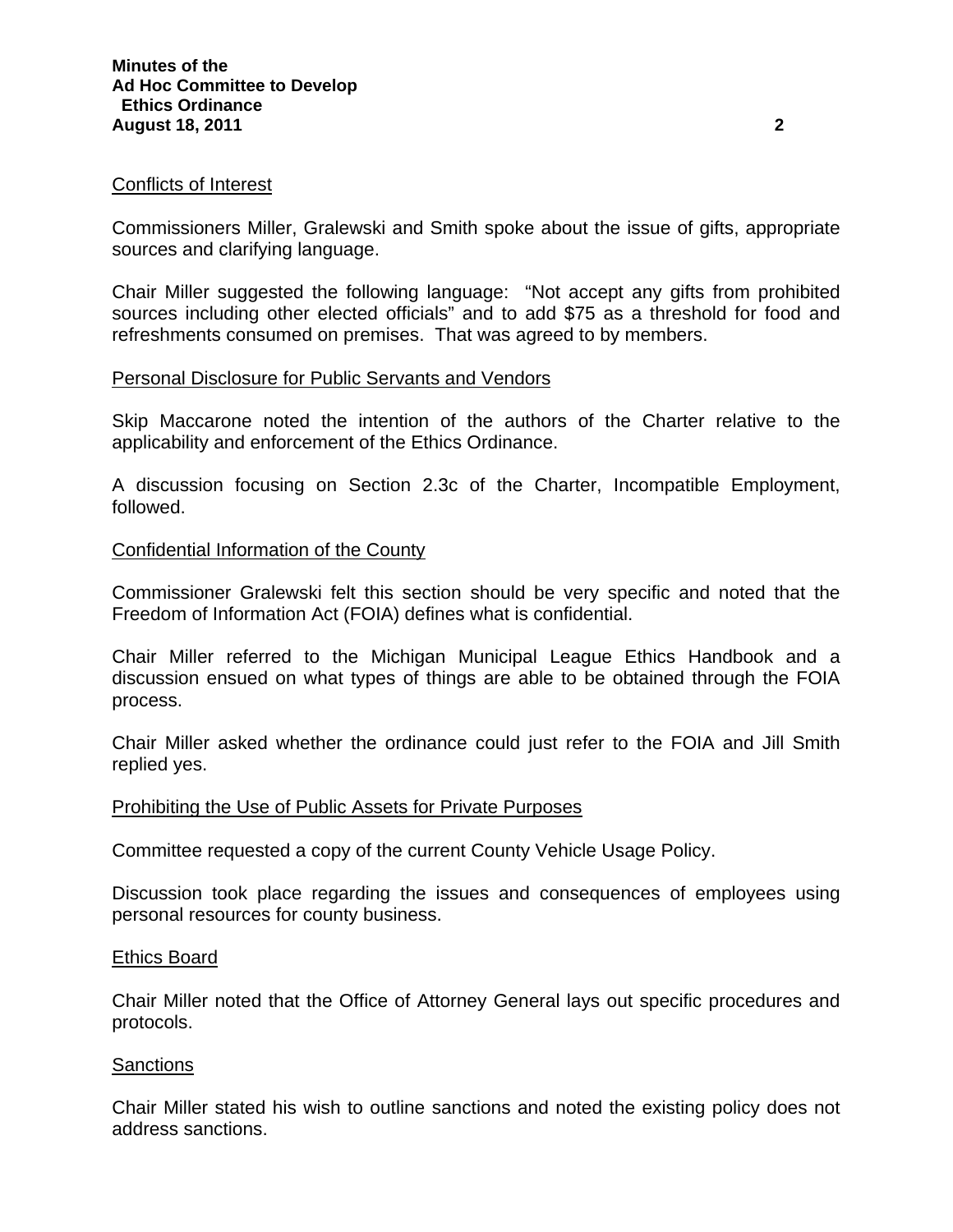## Conflicts of Interest

Commissioners Miller, Gralewski and Smith spoke about the issue of gifts, appropriate sources and clarifying language.

Chair Miller suggested the following language: "Not accept any gifts from prohibited sources including other elected officials" and to add $75 as a threshold for food and refreshments consumed on premises. That was agreed to by members.

## Personal Disclosure for Public Servants and Vendors

Skip Maccarone noted the intention of the authors of the Charter relative to the applicability and enforcement of the Ethics Ordinance.

A discussion focusing on Section 2.3c of the Charter, Incompatible Employment, followed.

## Confidential Information of the County

Commissioner Gralewski felt this section should be very specific and noted that the Freedom of Information Act (FOIA) defines what is confidential.

Chair Miller referred to the Michigan Municipal League Ethics Handbook and a discussion ensued on what types of things are able to be obtained through the FOIA process.

Chair Miller asked whether the ordinance could just refer to the FOIA and Jill Smith replied yes.

## Prohibiting the Use of Public Assets for Private Purposes

Committee requested a copy of the current County Vehicle Usage Policy.

Discussion took place regarding the issues and consequences of employees using personal resources for county business.

## Ethics Board

Chair Miller noted that the Office of Attorney General lays out specific procedures and protocols.

## Sanctions

Chair Miller stated his wish to outline sanctions and noted the existing policy does not address sanctions.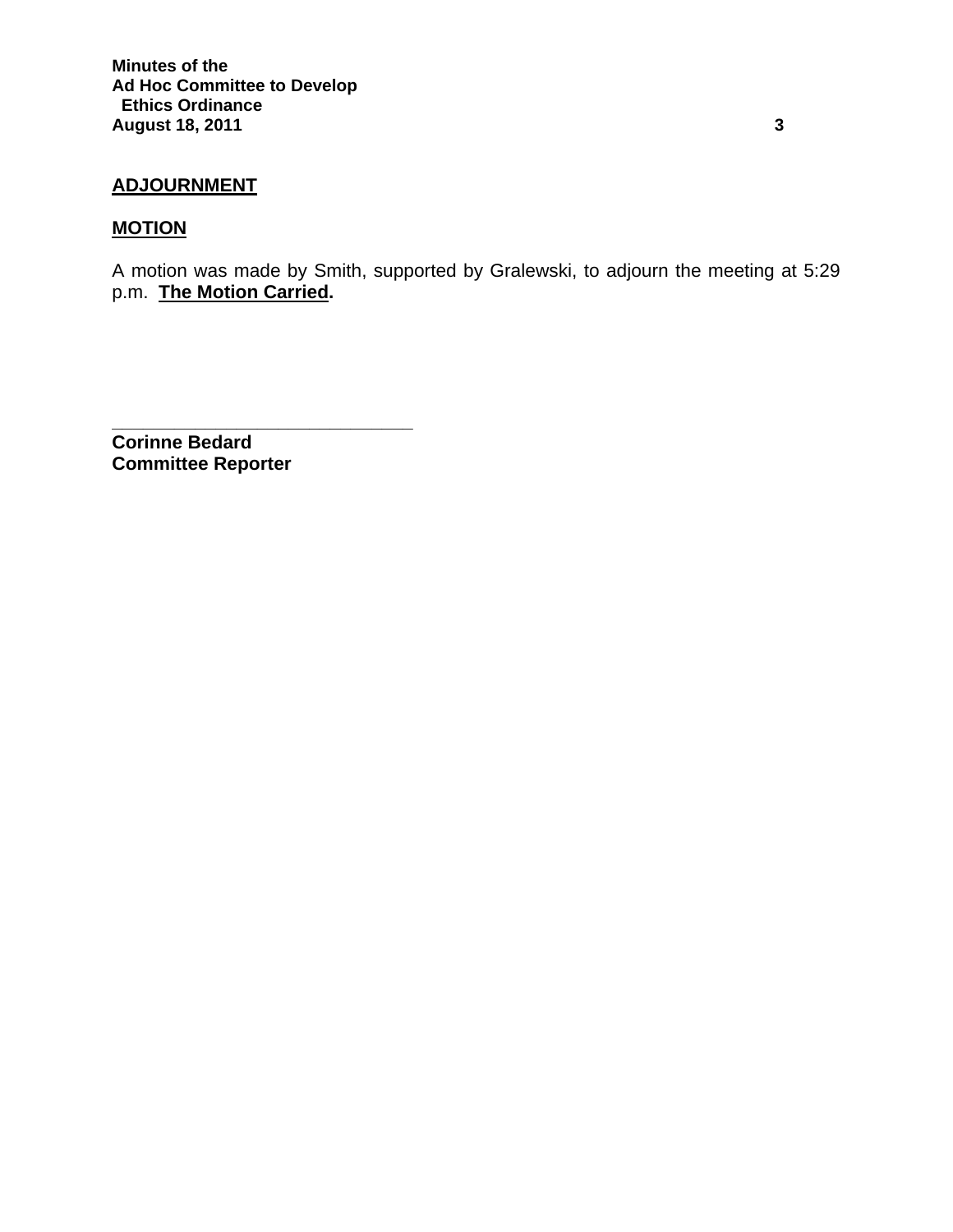## ADJOURNMENT

### MOTION

A motion was made by Smith, supported by Gralewski, to adjourn the meeting at 5:29 p.m. **The Motion Carried.**

______________________________
**Corinne Bedard**
**Committee Reporter**